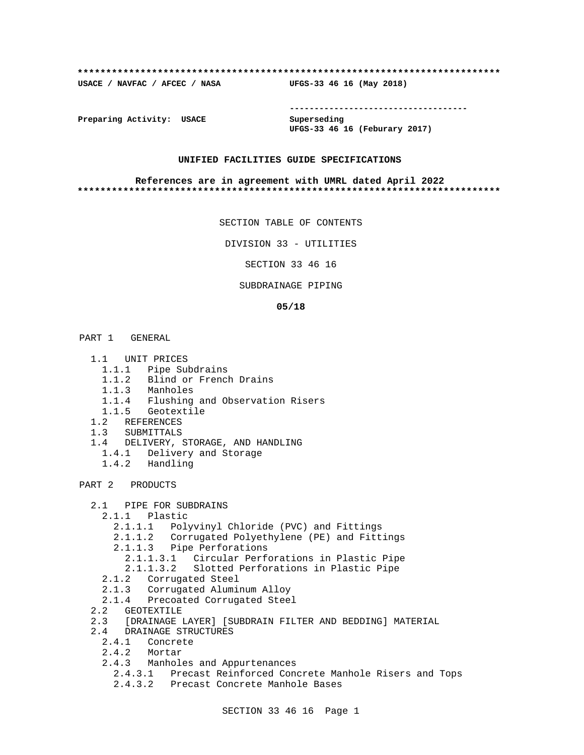**************************************************************************

**USACE / NAVFAC / AFCEC / NASA** **UFGS-33 46 16 (May 2018)**

-----------------------------------

**Preparing Activity: USACE** **Superseding**
**UFGS-33 46 16 (Feburary 2017)**

**UNIFIED FACILITIES GUIDE SPECIFICATIONS**

**References are in agreement with UMRL dated April 2022**

**************************************************************************

SECTION TABLE OF CONTENTS

DIVISION 33 - UTILITIES

SECTION 33 46 16

SUBDRAINAGE PIPING

**05/18**

PART 1 GENERAL

- 1.1 UNIT PRICES
  - 1.1.1 Pipe Subdrains
  - 1.1.2 Blind or French Drains
  - 1.1.3 Manholes
  - 1.1.4 Flushing and Observation Risers
  - 1.1.5 Geotextile
- 1.2 REFERENCES
- 1.3 SUBMITTALS
- 1.4 DELIVERY, STORAGE, AND HANDLING
  - 1.4.1 Delivery and Storage
  - 1.4.2 Handling

PART 2 PRODUCTS

- 2.1 PIPE FOR SUBDRAINS
  - 2.1.1 Plastic
    - 2.1.1.1 Polyvinyl Chloride (PVC) and Fittings
    - 2.1.1.2 Corrugated Polyethylene (PE) and Fittings
    - 2.1.1.3 Pipe Perforations
      - 2.1.1.3.1 Circular Perforations in Plastic Pipe
      - 2.1.1.3.2 Slotted Perforations in Plastic Pipe
  - 2.1.2 Corrugated Steel
  - 2.1.3 Corrugated Aluminum Alloy
  - 2.1.4 Precoated Corrugated Steel
- 2.2 GEOTEXTILE
- 2.3 [DRAINAGE LAYER] [SUBDRAIN FILTER AND BEDDING] MATERIAL
- 2.4 DRAINAGE STRUCTURES
  - 2.4.1 Concrete
  - 2.4.2 Mortar
  - 2.4.3 Manholes and Appurtenances
    - 2.4.3.1 Precast Reinforced Concrete Manhole Risers and Tops
    - 2.4.3.2 Precast Concrete Manhole Bases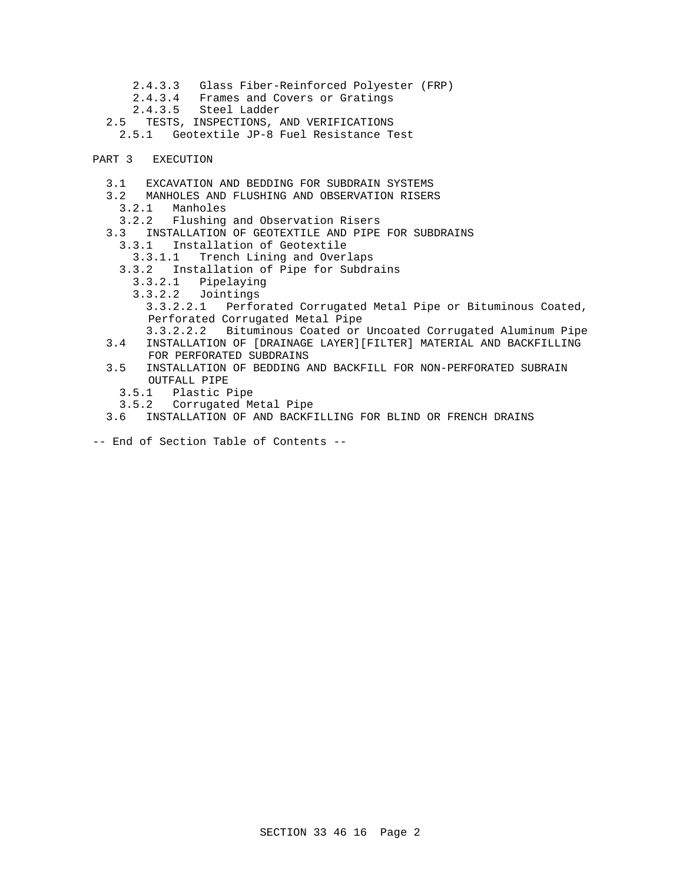2.4.3.3 Glass Fiber-Reinforced Polyester (FRP)
2.4.3.4 Frames and Covers or Gratings
2.4.3.5 Steel Ladder

2.5 TESTS, INSPECTIONS, AND VERIFICATIONS

2.5.1 Geotextile JP-8 Fuel Resistance Test

PART 3 EXECUTION

3.1 EXCAVATION AND BEDDING FOR SUBDRAIN SYSTEMS

3.2 MANHOLES AND FLUSHING AND OBSERVATION RISERS

3.2.1 Manholes

3.2.2 Flushing and Observation Risers

3.3 INSTALLATION OF GEOTEXTILE AND PIPE FOR SUBDRAINS

3.3.1 Installation of Geotextile

3.3.1.1 Trench Lining and Overlaps

3.3.2 Installation of Pipe for Subdrains

3.3.2.1 Pipelaying

3.3.2.2 Jointings

3.3.2.2.1 Perforated Corrugated Metal Pipe or Bituminous Coated, Perforated Corrugated Metal Pipe

3.3.2.2.2 Bituminous Coated or Uncoated Corrugated Aluminum Pipe

3.4 INSTALLATION OF [DRAINAGE LAYER][FILTER] MATERIAL AND BACKFILLING FOR PERFORATED SUBDRAINS

3.5 INSTALLATION OF BEDDING AND BACKFILL FOR NON-PERFORATED SUBRAIN OUTFALL PIPE

3.5.1 Plastic Pipe

3.5.2 Corrugated Metal Pipe

3.6 INSTALLATION OF AND BACKFILLING FOR BLIND OR FRENCH DRAINS

-- End of Section Table of Contents --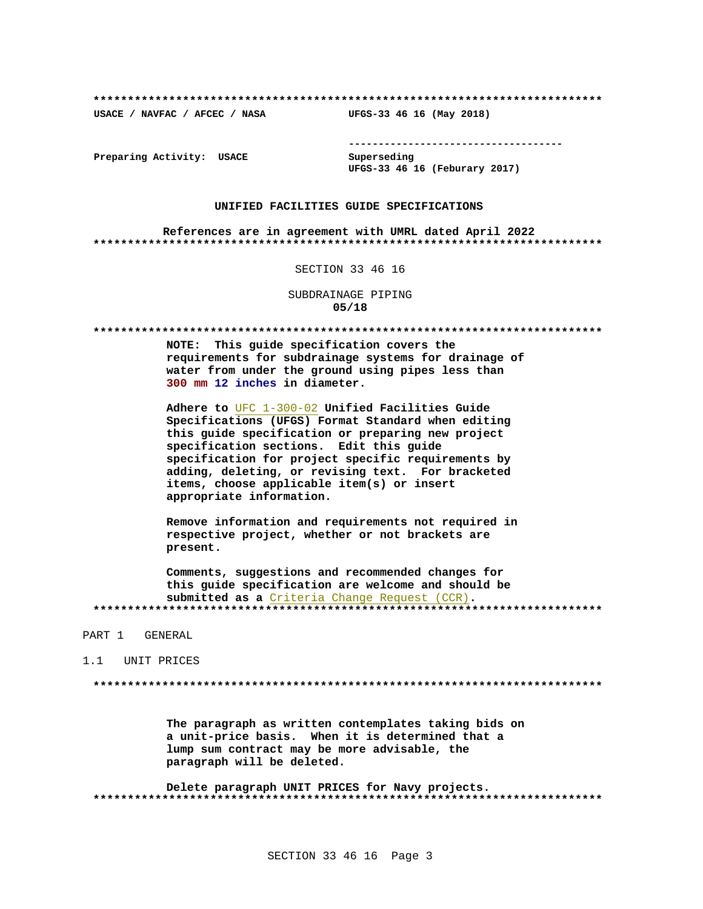**************************************************************************

USACE / NAVFAC / AFCEC / NASA UFGS-33 46 16 (May 2018)

-----------------------------------

Preparing Activity: USACE

Superseding
UFGS-33 46 16 (Feburary 2017)

**UNIFIED FACILITIES GUIDE SPECIFICATIONS**

**References are in agreement with UMRL dated April 2022**

**************************************************************************

SECTION 33 46 16

SUBDRAINAGE PIPING

**05/18**

**************************************************************************

**NOTE: This guide specification covers the requirements for subdrainage systems for drainage of water from under the ground using pipes less than 300 mm 12 inches in diameter.**

**Adhere to UFC 1-300-02 Unified Facilities Guide Specifications (UFGS) Format Standard when editing this guide specification or preparing new project specification sections. Edit this guide specification for project specific requirements by adding, deleting, or revising text. For bracketed items, choose applicable item(s) or insert appropriate information.**

**Remove information and requirements not required in respective project, whether or not brackets are present.**

**Comments, suggestions and recommended changes for this guide specification are welcome and should be submitted as a Criteria Change Request (CCR).**

**************************************************************************

## PART 1 GENERAL

### 1.1 UNIT PRICES

**************************************************************************

**The paragraph as written contemplates taking bids on a unit-price basis. When it is determined that a lump sum contract may be more advisable, the paragraph will be deleted.**

**Delete paragraph UNIT PRICES for Navy projects.**

**************************************************************************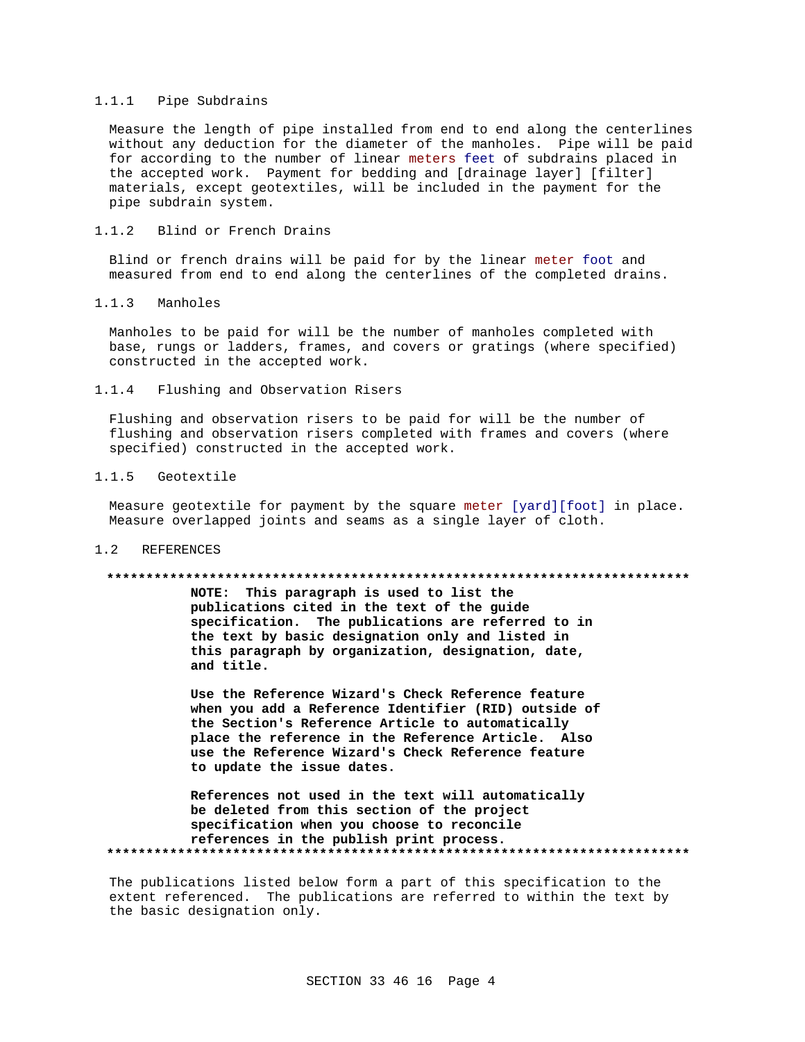### 1.1.1 Pipe Subdrains

Measure the length of pipe installed from end to end along the centerlines without any deduction for the diameter of the manholes. Pipe will be paid for according to the number of linear meters feet of subdrains placed in the accepted work. Payment for bedding and [drainage layer] [filter] materials, except geotextiles, will be included in the payment for the pipe subdrain system.

### 1.1.2 Blind or French Drains

Blind or french drains will be paid for by the linear meter foot and measured from end to end along the centerlines of the completed drains.

### 1.1.3 Manholes

Manholes to be paid for will be the number of manholes completed with base, rungs or ladders, frames, and covers or gratings (where specified) constructed in the accepted work.

### 1.1.4 Flushing and Observation Risers

Flushing and observation risers to be paid for will be the number of flushing and observation risers completed with frames and covers (where specified) constructed in the accepted work.

### 1.1.5 Geotextile

Measure geotextile for payment by the square meter [yard][foot] in place. Measure overlapped joints and seams as a single layer of cloth.

## 1.2 REFERENCES

**************************************************************************

**NOTE: This paragraph is used to list the publications cited in the text of the guide specification. The publications are referred to in the text by basic designation only and listed in this paragraph by organization, designation, date, and title.**

**Use the Reference Wizard's Check Reference feature when you add a Reference Identifier (RID) outside of the Section's Reference Article to automatically place the reference in the Reference Article. Also use the Reference Wizard's Check Reference feature to update the issue dates.**

**References not used in the text will automatically be deleted from this section of the project specification when you choose to reconcile references in the publish print process.**

**************************************************************************

The publications listed below form a part of this specification to the extent referenced. The publications are referred to within the text by the basic designation only.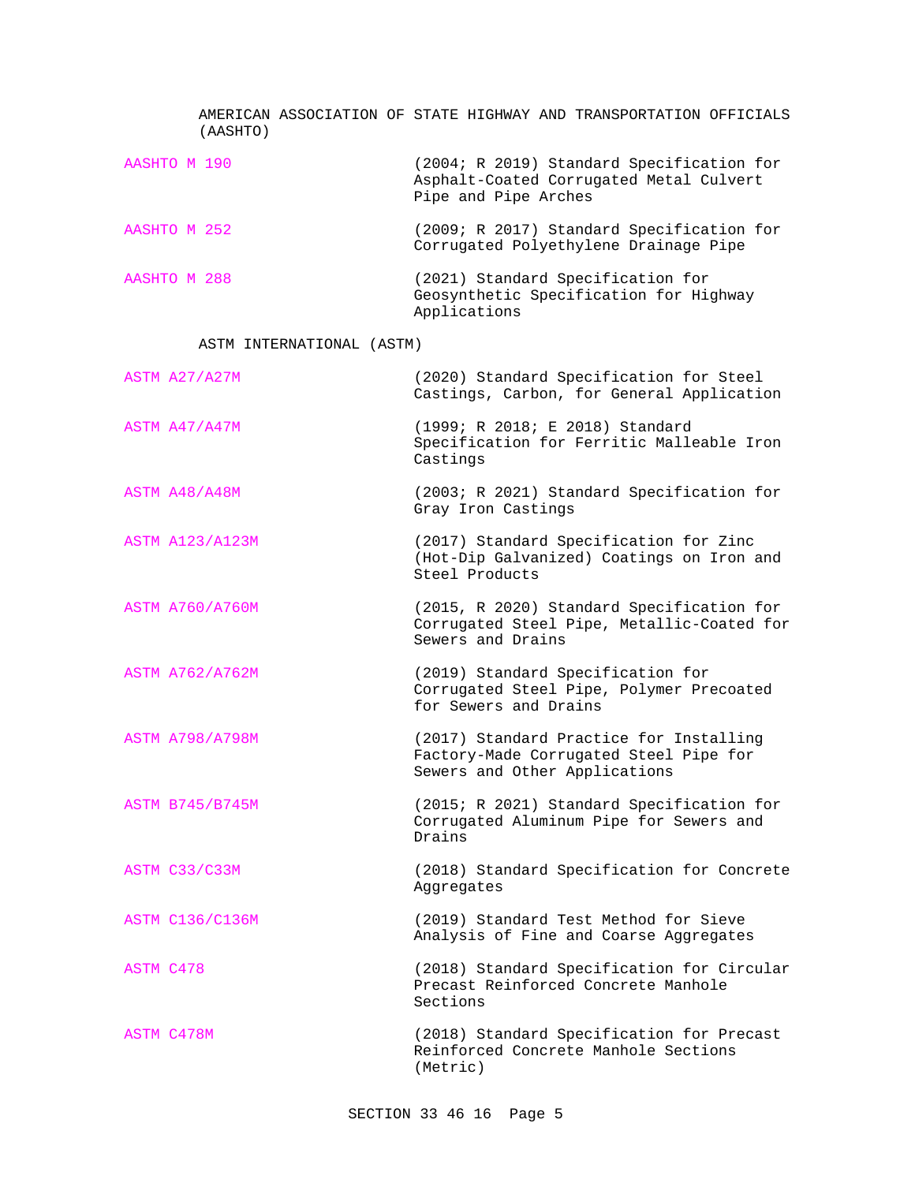AMERICAN ASSOCIATION OF STATE HIGHWAY AND TRANSPORTATION OFFICIALS (AASHTO)

| | |
|---|---|
| AASHTO M 190 | (2004; R 2019) Standard Specification for Asphalt-Coated Corrugated Metal Culvert Pipe and Pipe Arches |
| AASHTO M 252 | (2009; R 2017) Standard Specification for Corrugated Polyethylene Drainage Pipe |
| AASHTO M 288 | (2021) Standard Specification for Geosynthetic Specification for Highway Applications |

ASTM INTERNATIONAL (ASTM)

| | |
|---|---|
| ASTM A27/A27M | (2020) Standard Specification for Steel Castings, Carbon, for General Application |
| ASTM A47/A47M | (1999; R 2018; E 2018) Standard Specification for Ferritic Malleable Iron Castings |
| ASTM A48/A48M | (2003; R 2021) Standard Specification for Gray Iron Castings |
| ASTM A123/A123M | (2017) Standard Specification for Zinc (Hot-Dip Galvanized) Coatings on Iron and Steel Products |
| ASTM A760/A760M | (2015, R 2020) Standard Specification for Corrugated Steel Pipe, Metallic-Coated for Sewers and Drains |
| ASTM A762/A762M | (2019) Standard Specification for Corrugated Steel Pipe, Polymer Precoated for Sewers and Drains |
| ASTM A798/A798M | (2017) Standard Practice for Installing Factory-Made Corrugated Steel Pipe for Sewers and Other Applications |
| ASTM B745/B745M | (2015; R 2021) Standard Specification for Corrugated Aluminum Pipe for Sewers and Drains |
| ASTM C33/C33M | (2018) Standard Specification for Concrete Aggregates |
| ASTM C136/C136M | (2019) Standard Test Method for Sieve Analysis of Fine and Coarse Aggregates |
| ASTM C478 | (2018) Standard Specification for Circular Precast Reinforced Concrete Manhole Sections |
| ASTM C478M | (2018) Standard Specification for Precast Reinforced Concrete Manhole Sections (Metric) |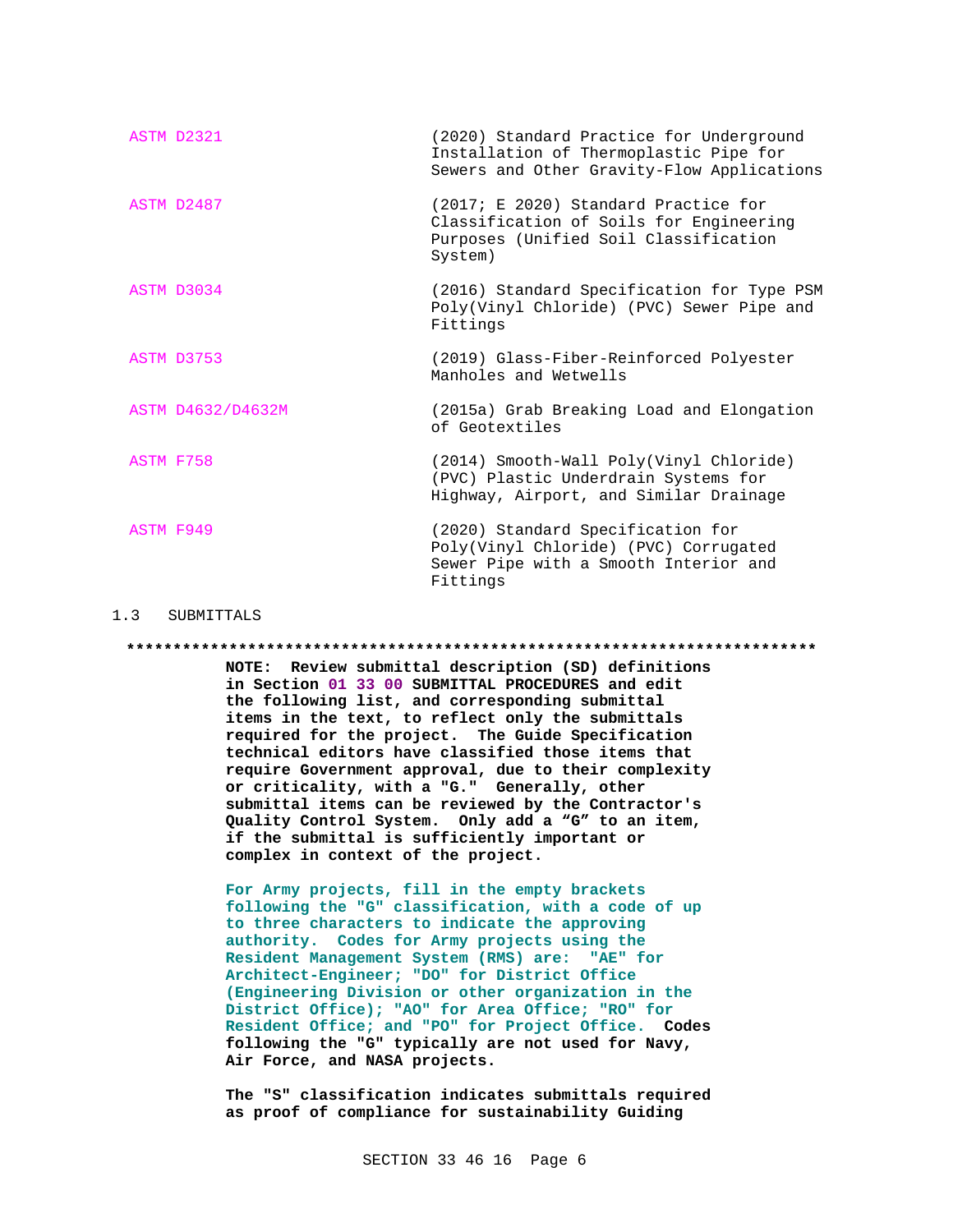| | |
|---|---|
| ASTM D2321 | (2020) Standard Practice for Underground Installation of Thermoplastic Pipe for Sewers and Other Gravity-Flow Applications |
| ASTM D2487 | (2017; E 2020) Standard Practice for Classification of Soils for Engineering Purposes (Unified Soil Classification System) |
| ASTM D3034 | (2016) Standard Specification for Type PSM Poly(Vinyl Chloride) (PVC) Sewer Pipe and Fittings |
| ASTM D3753 | (2019) Glass-Fiber-Reinforced Polyester Manholes and Wetwells |
| ASTM D4632/D4632M | (2015a) Grab Breaking Load and Elongation of Geotextiles |
| ASTM F758 | (2014) Smooth-Wall Poly(Vinyl Chloride) (PVC) Plastic Underdrain Systems for Highway, Airport, and Similar Drainage |
| ASTM F949 | (2020) Standard Specification for Poly(Vinyl Chloride) (PVC) Corrugated Sewer Pipe with a Smooth Interior and Fittings |

## 1.3 SUBMITTALS

**************************************************************************

**NOTE: Review submittal description (SD) definitions in Section 01 33 00 SUBMITTAL PROCEDURES and edit the following list, and corresponding submittal items in the text, to reflect only the submittals required for the project. The Guide Specification technical editors have classified those items that require Government approval, due to their complexity or criticality, with a "G." Generally, other submittal items can be reviewed by the Contractor's Quality Control System. Only add a "G" to an item, if the submittal is sufficiently important or complex in context of the project.**

**For Army projects, fill in the empty brackets following the "G" classification, with a code of up to three characters to indicate the approving authority. Codes for Army projects using the Resident Management System (RMS) are: "AE" for Architect-Engineer; "DO" for District Office (Engineering Division or other organization in the District Office); "AO" for Area Office; "RO" for Resident Office; and "PO" for Project Office. Codes following the "G" typically are not used for Navy, Air Force, and NASA projects.**

**The "S" classification indicates submittals required as proof of compliance for sustainability Guiding**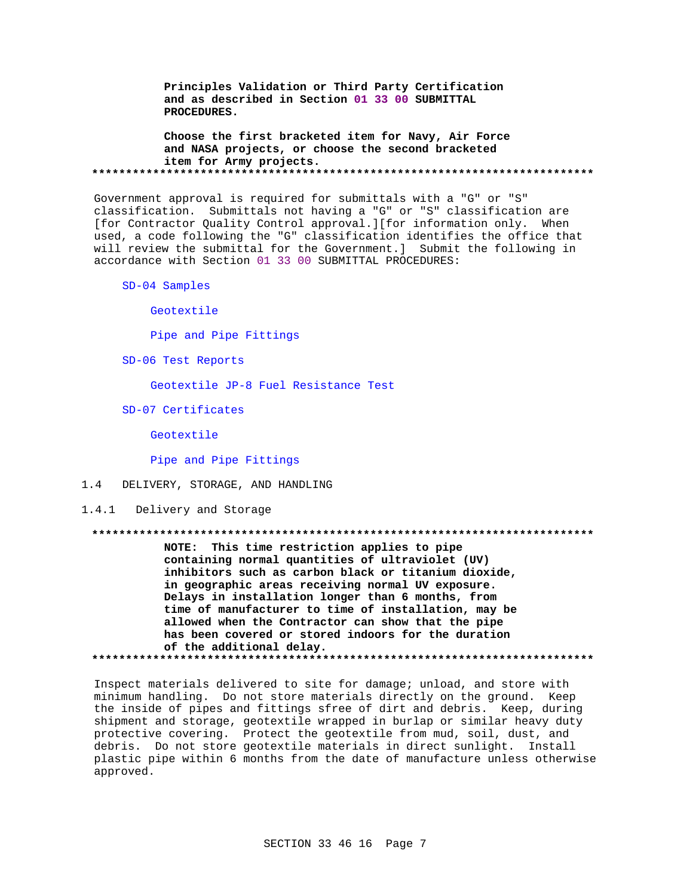**Principles Validation or Third Party Certification and as described in Section 01 33 00 SUBMITTAL PROCEDURES.**

**Choose the first bracketed item for Navy, Air Force and NASA projects, or choose the second bracketed item for Army projects.**

**************************************************************************

Government approval is required for submittals with a "G" or "S" classification. Submittals not having a "G" or "S" classification are [for Contractor Quality Control approval.][for information only. When used, a code following the "G" classification identifies the office that will review the submittal for the Government.] Submit the following in accordance with Section 01 33 00 SUBMITTAL PROCEDURES:

SD-04 Samples

Geotextile

Pipe and Pipe Fittings

SD-06 Test Reports

Geotextile JP-8 Fuel Resistance Test

SD-07 Certificates

Geotextile

Pipe and Pipe Fittings

## 1.4 DELIVERY, STORAGE, AND HANDLING

### 1.4.1 Delivery and Storage

**************************************************************************

**NOTE: This time restriction applies to pipe containing normal quantities of ultraviolet (UV) inhibitors such as carbon black or titanium dioxide, in geographic areas receiving normal UV exposure. Delays in installation longer than 6 months, from time of manufacturer to time of installation, may be allowed when the Contractor can show that the pipe has been covered or stored indoors for the duration of the additional delay.**

**************************************************************************

Inspect materials delivered to site for damage; unload, and store with minimum handling. Do not store materials directly on the ground. Keep the inside of pipes and fittings sfree of dirt and debris. Keep, during shipment and storage, geotextile wrapped in burlap or similar heavy duty protective covering. Protect the geotextile from mud, soil, dust, and debris. Do not store geotextile materials in direct sunlight. Install plastic pipe within 6 months from the date of manufacture unless otherwise approved.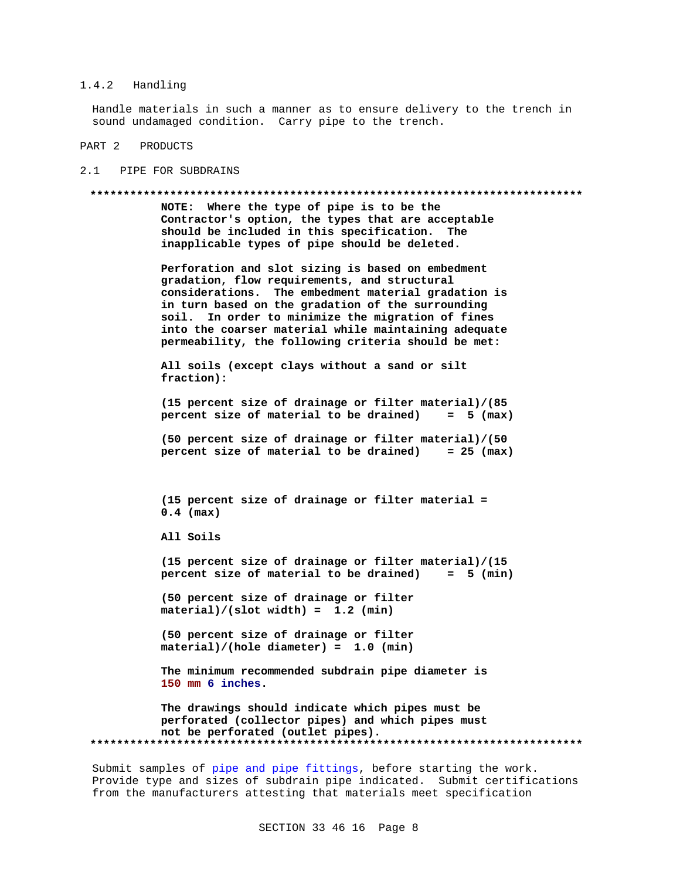### 1.4.2 Handling

Handle materials in such a manner as to ensure delivery to the trench in sound undamaged condition. Carry pipe to the trench.

## PART 2 PRODUCTS

### 2.1 PIPE FOR SUBDRAINS

**************************************************************************

**NOTE: Where the type of pipe is to be the Contractor's option, the types that are acceptable should be included in this specification. The inapplicable types of pipe should be deleted.**

**Perforation and slot sizing is based on embedment gradation, flow requirements, and structural considerations. The embedment material gradation is in turn based on the gradation of the surrounding soil. In order to minimize the migration of fines into the coarser material while maintaining adequate permeability, the following criteria should be met:**

**All soils (except clays without a sand or silt fraction):**

**(15 percent size of drainage or filter material)/(85 percent size of material to be drained) = 5 (max)**

**(50 percent size of drainage or filter material)/(50 percent size of material to be drained) = 25 (max)**

**(15 percent size of drainage or filter material = 0.4 (max)**

**All Soils**

**(15 percent size of drainage or filter material)/(15 percent size of material to be drained) = 5 (min)**

**(50 percent size of drainage or filter material)/(slot width) = 1.2 (min)**

**(50 percent size of drainage or filter material)/(hole diameter) = 1.0 (min)**

**The minimum recommended subdrain pipe diameter is 150 mm 6 inches.**

**The drawings should indicate which pipes must be perforated (collector pipes) and which pipes must not be perforated (outlet pipes).**

**************************************************************************

Submit samples of pipe and pipe fittings, before starting the work. Provide type and sizes of subdrain pipe indicated. Submit certifications from the manufacturers attesting that materials meet specification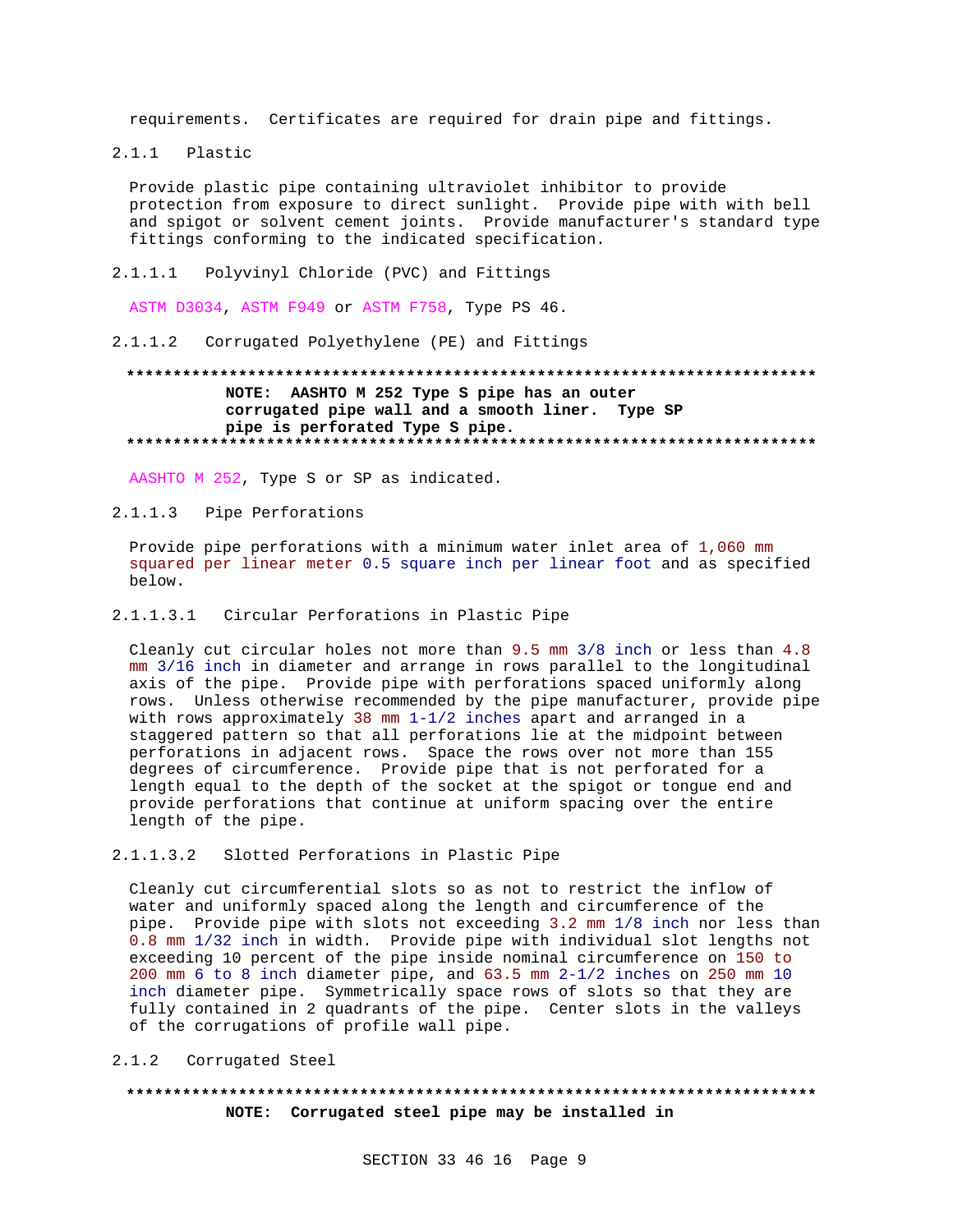requirements. Certificates are required for drain pipe and fittings.

### 2.1.1 Plastic

Provide plastic pipe containing ultraviolet inhibitor to provide protection from exposure to direct sunlight. Provide pipe with with bell and spigot or solvent cement joints. Provide manufacturer's standard type fittings conforming to the indicated specification.

#### 2.1.1.1 Polyvinyl Chloride (PVC) and Fittings

ASTM D3034, ASTM F949 or ASTM F758, Type PS 46.

#### 2.1.1.2 Corrugated Polyethylene (PE) and Fittings

**************************************************************************

**NOTE: AASHTO M 252 Type S pipe has an outer corrugated pipe wall and a smooth liner. Type SP pipe is perforated Type S pipe.**

**************************************************************************

AASHTO M 252, Type S or SP as indicated.

#### 2.1.1.3 Pipe Perforations

Provide pipe perforations with a minimum water inlet area of 1,060 mm squared per linear meter 0.5 square inch per linear foot and as specified below.

##### 2.1.1.3.1 Circular Perforations in Plastic Pipe

Cleanly cut circular holes not more than 9.5 mm 3/8 inch or less than 4.8 mm 3/16 inch in diameter and arrange in rows parallel to the longitudinal axis of the pipe. Provide pipe with perforations spaced uniformly along rows. Unless otherwise recommended by the pipe manufacturer, provide pipe with rows approximately 38 mm 1-1/2 inches apart and arranged in a staggered pattern so that all perforations lie at the midpoint between perforations in adjacent rows. Space the rows over not more than 155 degrees of circumference. Provide pipe that is not perforated for a length equal to the depth of the socket at the spigot or tongue end and provide perforations that continue at uniform spacing over the entire length of the pipe.

##### 2.1.1.3.2 Slotted Perforations in Plastic Pipe

Cleanly cut circumferential slots so as not to restrict the inflow of water and uniformly spaced along the length and circumference of the pipe. Provide pipe with slots not exceeding 3.2 mm 1/8 inch nor less than 0.8 mm 1/32 inch in width. Provide pipe with individual slot lengths not exceeding 10 percent of the pipe inside nominal circumference on 150 to 200 mm 6 to 8 inch diameter pipe, and 63.5 mm 2-1/2 inches on 250 mm 10 inch diameter pipe. Symmetrically space rows of slots so that they are fully contained in 2 quadrants of the pipe. Center slots in the valleys of the corrugations of profile wall pipe.

### 2.1.2 Corrugated Steel

**************************************************************************

**NOTE: Corrugated steel pipe may be installed in**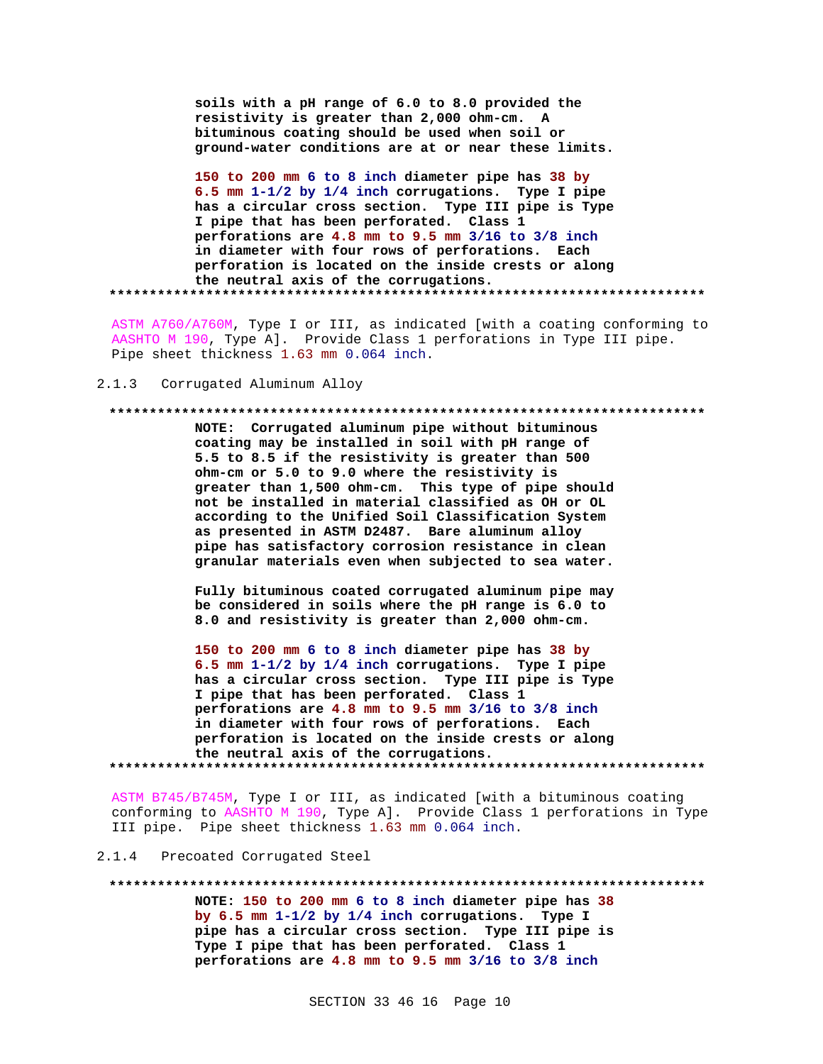**soils with a pH range of 6.0 to 8.0 provided the resistivity is greater than 2,000 ohm-cm. A bituminous coating should be used when soil or ground-water conditions are at or near these limits.**

**150 to 200 mm 6 to 8 inch diameter pipe has 38 by 6.5 mm 1-1/2 by 1/4 inch corrugations. Type I pipe has a circular cross section. Type III pipe is Type I pipe that has been perforated. Class 1 perforations are 4.8 mm to 9.5 mm 3/16 to 3/8 inch in diameter with four rows of perforations. Each perforation is located on the inside crests or along the neutral axis of the corrugations.**

**************************************************************************

ASTM A760/A760M, Type I or III, as indicated [with a coating conforming to AASHTO M 190, Type A]. Provide Class 1 perforations in Type III pipe. Pipe sheet thickness 1.63 mm 0.064 inch.

### 2.1.3 Corrugated Aluminum Alloy

**************************************************************************

**NOTE: Corrugated aluminum pipe without bituminous coating may be installed in soil with pH range of 5.5 to 8.5 if the resistivity is greater than 500 ohm-cm or 5.0 to 9.0 where the resistivity is greater than 1,500 ohm-cm. This type of pipe should not be installed in material classified as OH or OL according to the Unified Soil Classification System as presented in ASTM D2487. Bare aluminum alloy pipe has satisfactory corrosion resistance in clean granular materials even when subjected to sea water.**

**Fully bituminous coated corrugated aluminum pipe may be considered in soils where the pH range is 6.0 to 8.0 and resistivity is greater than 2,000 ohm-cm.**

**150 to 200 mm 6 to 8 inch diameter pipe has 38 by 6.5 mm 1-1/2 by 1/4 inch corrugations. Type I pipe has a circular cross section. Type III pipe is Type I pipe that has been perforated. Class 1 perforations are 4.8 mm to 9.5 mm 3/16 to 3/8 inch in diameter with four rows of perforations. Each perforation is located on the inside crests or along the neutral axis of the corrugations.**

**************************************************************************

ASTM B745/B745M, Type I or III, as indicated [with a bituminous coating conforming to AASHTO M 190, Type A]. Provide Class 1 perforations in Type III pipe. Pipe sheet thickness 1.63 mm 0.064 inch.

### 2.1.4 Precoated Corrugated Steel

**************************************************************************

**NOTE: 150 to 200 mm 6 to 8 inch diameter pipe has 38 by 6.5 mm 1-1/2 by 1/4 inch corrugations. Type I pipe has a circular cross section. Type III pipe is Type I pipe that has been perforated. Class 1 perforations are 4.8 mm to 9.5 mm 3/16 to 3/8 inch**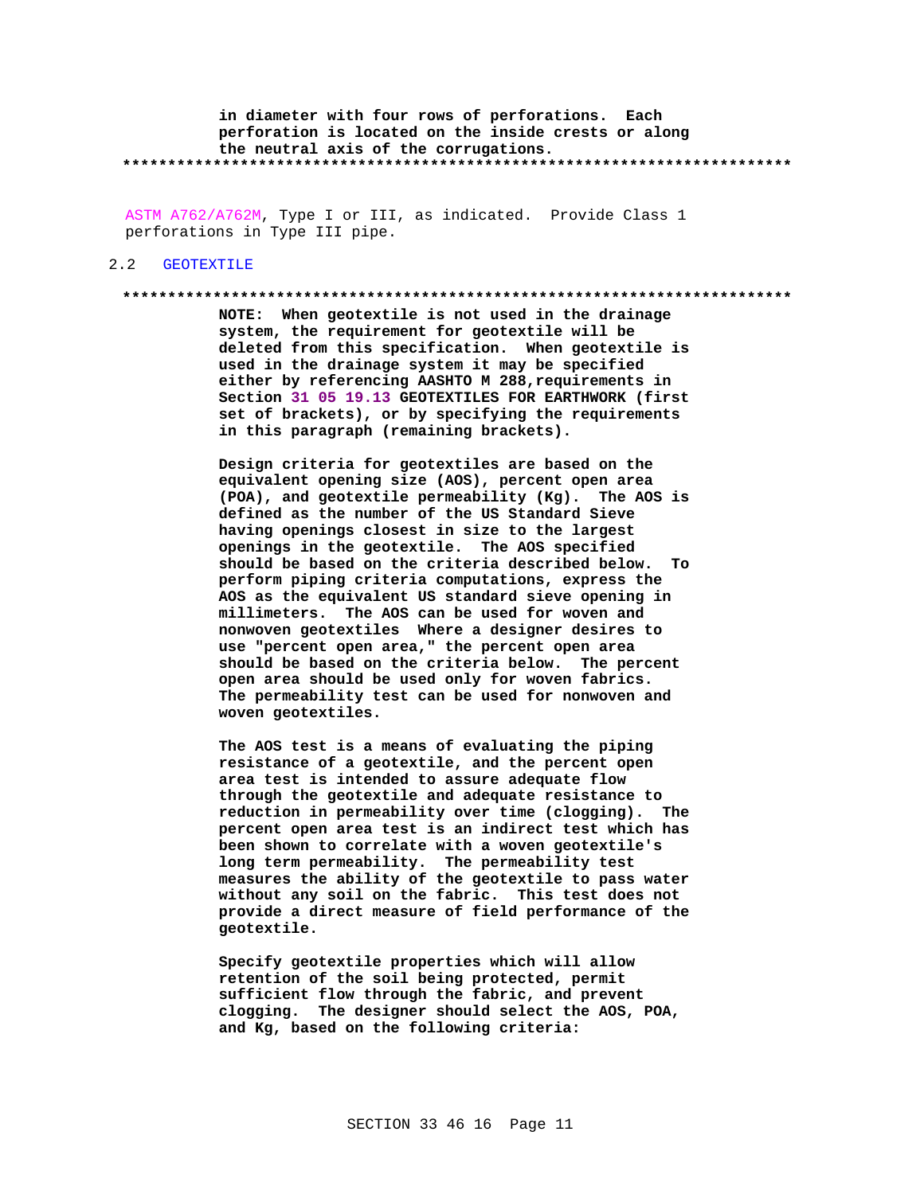in diameter with four rows of perforations. Each perforation is located on the inside crests or along the neutral axis of the corrugations.
**************************************************************************

ASTM A762/A762M, Type I or III, as indicated. Provide Class 1 perforations in Type III pipe.

## 2.2 GEOTEXTILE

**************************************************************************

**NOTE: When geotextile is not used in the drainage system, the requirement for geotextile will be deleted from this specification. When geotextile is used in the drainage system it may be specified either by referencing AASHTO M 288,requirements in Section 31 05 19.13 GEOTEXTILES FOR EARTHWORK (first set of brackets), or by specifying the requirements in this paragraph (remaining brackets).**

**Design criteria for geotextiles are based on the equivalent opening size (AOS), percent open area (POA), and geotextile permeability (Kg). The AOS is defined as the number of the US Standard Sieve having openings closest in size to the largest openings in the geotextile. The AOS specified should be based on the criteria described below. To perform piping criteria computations, express the AOS as the equivalent US standard sieve opening in millimeters. The AOS can be used for woven and nonwoven geotextiles Where a designer desires to use "percent open area," the percent open area should be based on the criteria below. The percent open area should be used only for woven fabrics. The permeability test can be used for nonwoven and woven geotextiles.**

**The AOS test is a means of evaluating the piping resistance of a geotextile, and the percent open area test is intended to assure adequate flow through the geotextile and adequate resistance to reduction in permeability over time (clogging). The percent open area test is an indirect test which has been shown to correlate with a woven geotextile's long term permeability. The permeability test measures the ability of the geotextile to pass water without any soil on the fabric. This test does not provide a direct measure of field performance of the geotextile.**

**Specify geotextile properties which will allow retention of the soil being protected, permit sufficient flow through the fabric, and prevent clogging. The designer should select the AOS, POA, and Kg, based on the following criteria:**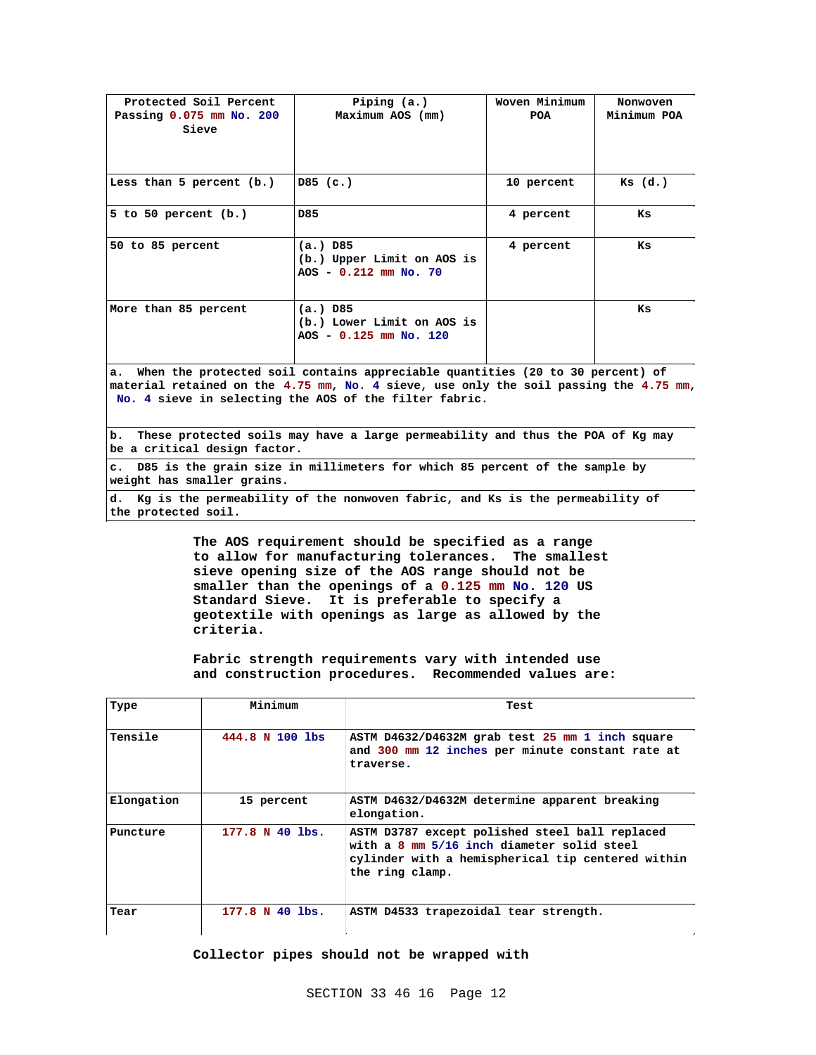| Protected Soil Percent Passing 0.075 mm No. 200 Sieve | Piping (a.) Maximum AOS (mm) | Woven Minimum POA | Nonwoven Minimum POA |
|---|---|---|---|
| Less than 5 percent (b.) | D85 (c.) | 10 percent | Ks (d.) |
| 5 to 50 percent (b.) | D85 | 4 percent | Ks |
| 50 to 85 percent | (a.) D85<br>(b.) Upper Limit on AOS is AOS - 0.212 mm No. 70 | 4 percent | Ks |
| More than 85 percent | (a.) D85<br>(b.) Lower Limit on AOS is AOS - 0.125 mm No. 120 | | Ks |

a. When the protected soil contains appreciable quantities (20 to 30 percent) of material retained on the 4.75 mm, No. 4 sieve, use only the soil passing the 4.75 mm, No. 4 sieve in selecting the AOS of the filter fabric.

b. These protected soils may have a large permeability and thus the POA of Kg may be a critical design factor.

c. D85 is the grain size in millimeters for which 85 percent of the sample by weight has smaller grains.

d. Kg is the permeability of the nonwoven fabric, and Ks is the permeability of the protected soil.

The AOS requirement should be specified as a range to allow for manufacturing tolerances. The smallest sieve opening size of the AOS range should not be smaller than the openings of a 0.125 mm No. 120 US Standard Sieve. It is preferable to specify a geotextile with openings as large as allowed by the criteria.

Fabric strength requirements vary with intended use and construction procedures. Recommended values are:

| Type | Minimum | Test |
|---|---|---|
| Tensile | 444.8 N 100 lbs | ASTM D4632/D4632M grab test 25 mm 1 inch square and 300 mm 12 inches per minute constant rate at traverse. |
| Elongation | 15 percent | ASTM D4632/D4632M determine apparent breaking elongation. |
| Puncture | 177.8 N 40 lbs. | ASTM D3787 except polished steel ball replaced with a 8 mm 5/16 inch diameter solid steel cylinder with a hemispherical tip centered within the ring clamp. |
| Tear | 177.8 N 40 lbs. | ASTM D4533 trapezoidal tear strength. |

Collector pipes should not be wrapped with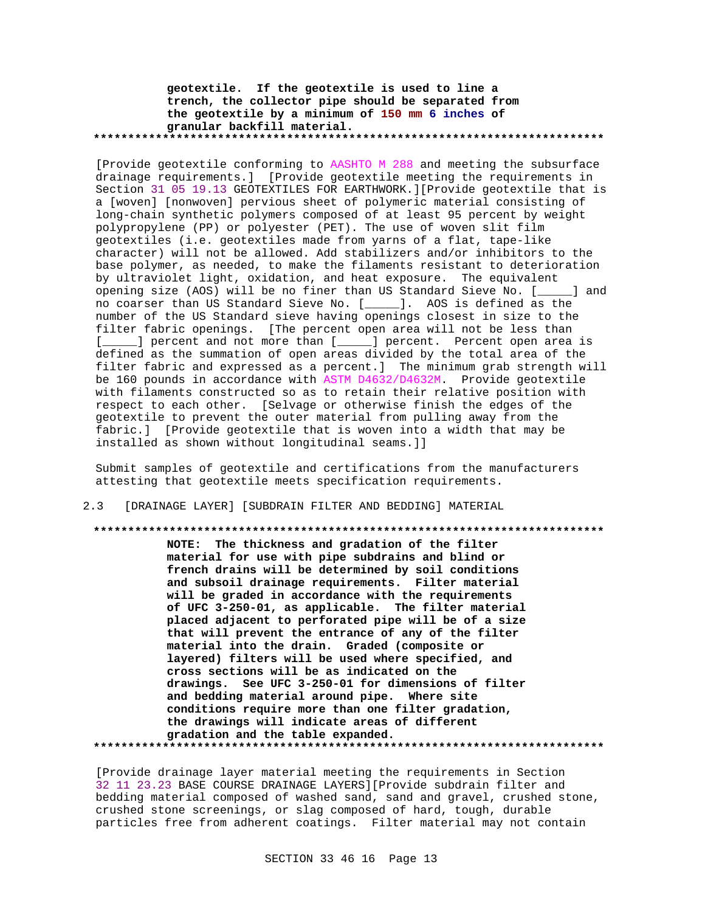**geotextile. If the geotextile is used to line a trench, the collector pipe should be separated from the geotextile by a minimum of 150 mm 6 inches of granular backfill material.**

**************************************************************************

[Provide geotextile conforming to AASHTO M 288 and meeting the subsurface drainage requirements.] [Provide geotextile meeting the requirements in Section 31 05 19.13 GEOTEXTILES FOR EARTHWORK.][Provide geotextile that is a [woven] [nonwoven] pervious sheet of polymeric material consisting of long-chain synthetic polymers composed of at least 95 percent by weight polypropylene (PP) or polyester (PET). The use of woven slit film geotextiles (i.e. geotextiles made from yarns of a flat, tape-like character) will not be allowed. Add stabilizers and/or inhibitors to the base polymer, as needed, to make the filaments resistant to deterioration by ultraviolet light, oxidation, and heat exposure. The equivalent opening size (AOS) will be no finer than US Standard Sieve No. [_____] and no coarser than US Standard Sieve No. [_____]. AOS is defined as the number of the US Standard sieve having openings closest in size to the filter fabric openings. [The percent open area will not be less than [_____] percent and not more than [_____] percent. Percent open area is defined as the summation of open areas divided by the total area of the filter fabric and expressed as a percent.] The minimum grab strength will be 160 pounds in accordance with ASTM D4632/D4632M. Provide geotextile with filaments constructed so as to retain their relative position with respect to each other. [Selvage or otherwise finish the edges of the geotextile to prevent the outer material from pulling away from the fabric.] [Provide geotextile that is woven into a width that may be installed as shown without longitudinal seams.]]

Submit samples of geotextile and certifications from the manufacturers attesting that geotextile meets specification requirements.

## 2.3 [DRAINAGE LAYER] [SUBDRAIN FILTER AND BEDDING] MATERIAL

**************************************************************************

**NOTE: The thickness and gradation of the filter material for use with pipe subdrains and blind or french drains will be determined by soil conditions and subsoil drainage requirements. Filter material will be graded in accordance with the requirements of UFC 3-250-01, as applicable. The filter material placed adjacent to perforated pipe will be of a size that will prevent the entrance of any of the filter material into the drain. Graded (composite or layered) filters will be used where specified, and cross sections will be as indicated on the drawings. See UFC 3-250-01 for dimensions of filter and bedding material around pipe. Where site conditions require more than one filter gradation, the drawings will indicate areas of different gradation and the table expanded.**

**************************************************************************

[Provide drainage layer material meeting the requirements in Section 32 11 23.23 BASE COURSE DRAINAGE LAYERS][Provide subdrain filter and bedding material composed of washed sand, sand and gravel, crushed stone, crushed stone screenings, or slag composed of hard, tough, durable particles free from adherent coatings. Filter material may not contain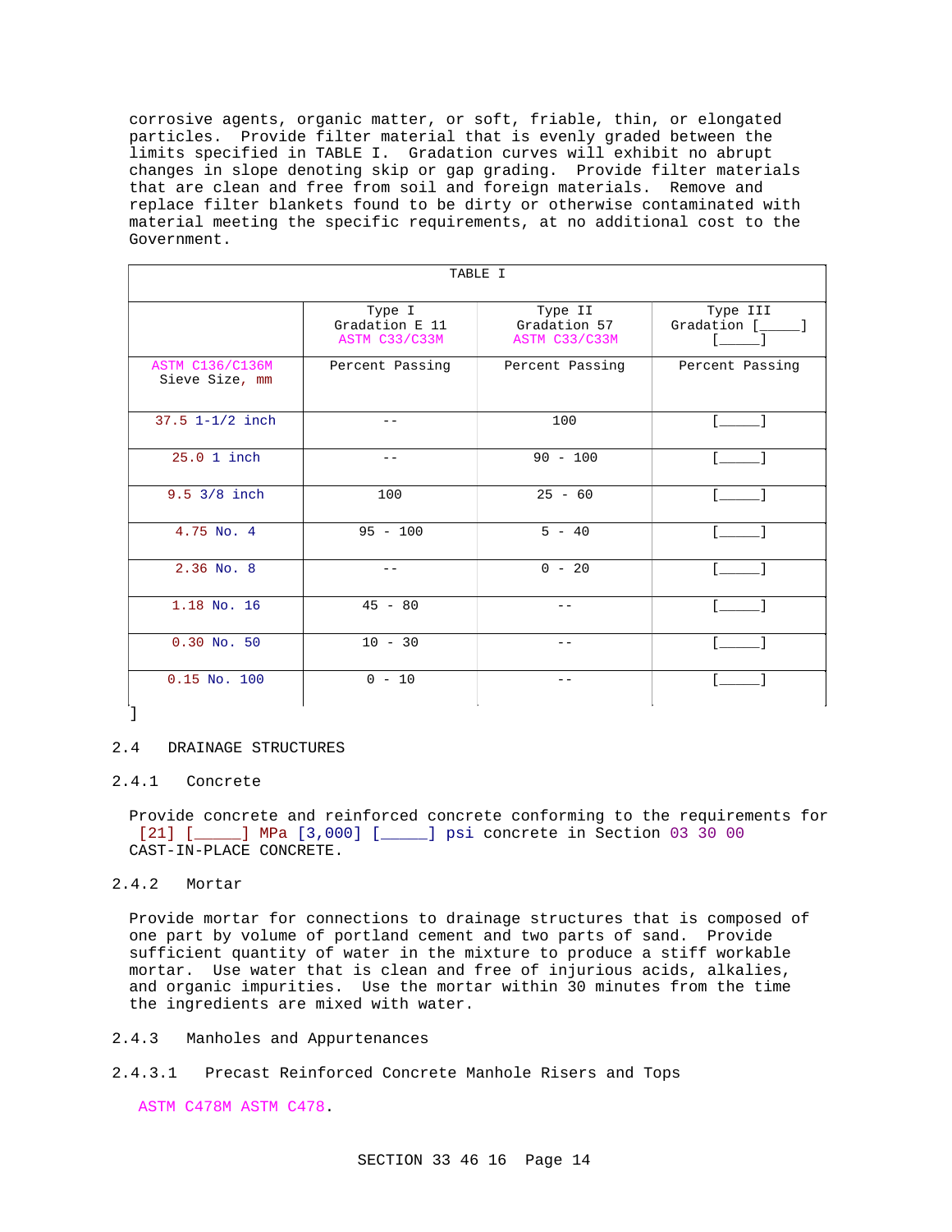corrosive agents, organic matter, or soft, friable, thin, or elongated particles. Provide filter material that is evenly graded between the limits specified in TABLE I. Gradation curves will exhibit no abrupt changes in slope denoting skip or gap grading. Provide filter materials that are clean and free from soil and foreign materials. Remove and replace filter blankets found to be dirty or otherwise contaminated with material meeting the specific requirements, at no additional cost to the Government.

| TABLE I | | | |
|---|---|---|---|
| | Type I Gradation E 11 ASTM C33/C33M | Type II Gradation 57 ASTM C33/C33M | Type III Gradation [_____] [_____] |
| ASTM C136/C136M Sieve Size, mm | Percent Passing | Percent Passing | Percent Passing |
| 37.5 1-1/2 inch | -- | 100 | [_____] |
| 25.0 1 inch | -- | 90 - 100 | [_____] |
| 9.5 3/8 inch | 100 | 25 - 60 | [_____] |
| 4.75 No. 4 | 95 - 100 | 5 - 40 | [_____] |
| 2.36 No. 8 | -- | 0 - 20 | [_____] |
| 1.18 No. 16 | 45 - 80 | -- | [_____] |
| 0.30 No. 50 | 10 - 30 | -- | [_____] |
| 0.15 No. 100 | 0 - 10 | -- | [_____] |

]

## 2.4 DRAINAGE STRUCTURES

### 2.4.1 Concrete

Provide concrete and reinforced concrete conforming to the requirements for [21] [_____] MPa [3,000] [_____] psi concrete in Section 03 30 00 CAST-IN-PLACE CONCRETE.

### 2.4.2 Mortar

Provide mortar for connections to drainage structures that is composed of one part by volume of portland cement and two parts of sand. Provide sufficient quantity of water in the mixture to produce a stiff workable mortar. Use water that is clean and free of injurious acids, alkalies, and organic impurities. Use the mortar within 30 minutes from the time the ingredients are mixed with water.

### 2.4.3 Manholes and Appurtenances

#### 2.4.3.1 Precast Reinforced Concrete Manhole Risers and Tops

ASTM C478M ASTM C478.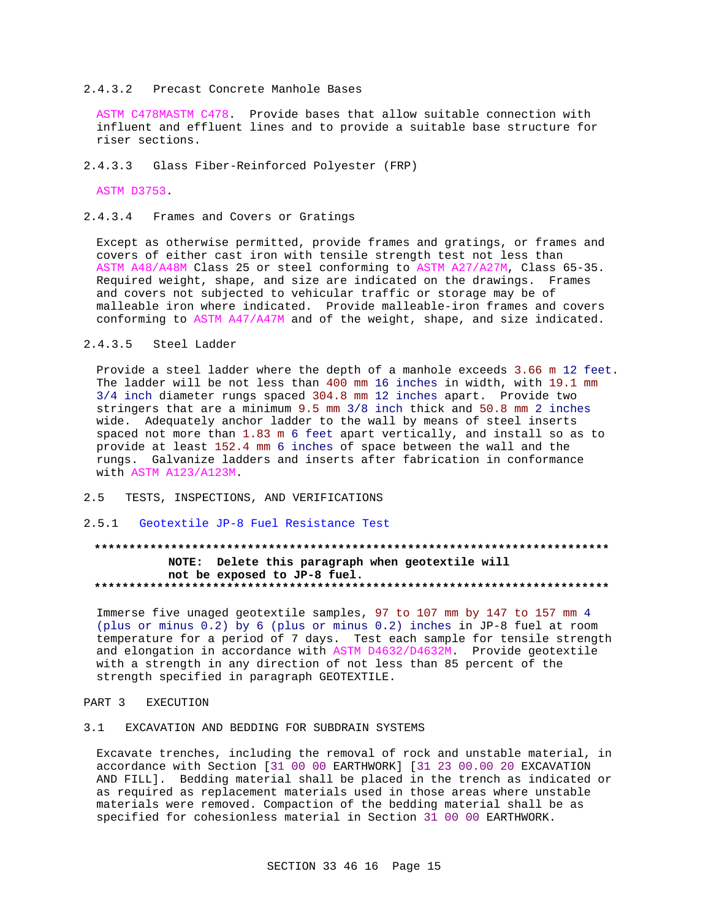#### 2.4.3.2 Precast Concrete Manhole Bases

ASTM C478MASTM C478. Provide bases that allow suitable connection with influent and effluent lines and to provide a suitable base structure for riser sections.

#### 2.4.3.3 Glass Fiber-Reinforced Polyester (FRP)

ASTM D3753.

#### 2.4.3.4 Frames and Covers or Gratings

Except as otherwise permitted, provide frames and gratings, or frames and covers of either cast iron with tensile strength test not less than ASTM A48/A48M Class 25 or steel conforming to ASTM A27/A27M, Class 65-35. Required weight, shape, and size are indicated on the drawings. Frames and covers not subjected to vehicular traffic or storage may be of malleable iron where indicated. Provide malleable-iron frames and covers conforming to ASTM A47/A47M and of the weight, shape, and size indicated.

#### 2.4.3.5 Steel Ladder

Provide a steel ladder where the depth of a manhole exceeds 3.66 m 12 feet. The ladder will be not less than 400 mm 16 inches in width, with 19.1 mm 3/4 inch diameter rungs spaced 304.8 mm 12 inches apart. Provide two stringers that are a minimum 9.5 mm 3/8 inch thick and 50.8 mm 2 inches wide. Adequately anchor ladder to the wall by means of steel inserts spaced not more than 1.83 m 6 feet apart vertically, and install so as to provide at least 152.4 mm 6 inches of space between the wall and the rungs. Galvanize ladders and inserts after fabrication in conformance with ASTM A123/A123M.

## 2.5 TESTS, INSPECTIONS, AND VERIFICATIONS

### 2.5.1 Geotextile JP-8 Fuel Resistance Test

**************************************************************************
**NOTE: Delete this paragraph when geotextile will not be exposed to JP-8 fuel.**
**************************************************************************

Immerse five unaged geotextile samples, 97 to 107 mm by 147 to 157 mm 4 (plus or minus 0.2) by 6 (plus or minus 0.2) inches in JP-8 fuel at room temperature for a period of 7 days. Test each sample for tensile strength and elongation in accordance with ASTM D4632/D4632M. Provide geotextile with a strength in any direction of not less than 85 percent of the strength specified in paragraph GEOTEXTILE.

# PART 3 EXECUTION

## 3.1 EXCAVATION AND BEDDING FOR SUBDRAIN SYSTEMS

Excavate trenches, including the removal of rock and unstable material, in accordance with Section [31 00 00 EARTHWORK] [31 23 00.00 20 EXCAVATION AND FILL]. Bedding material shall be placed in the trench as indicated or as required as replacement materials used in those areas where unstable materials were removed. Compaction of the bedding material shall be as specified for cohesionless material in Section 31 00 00 EARTHWORK.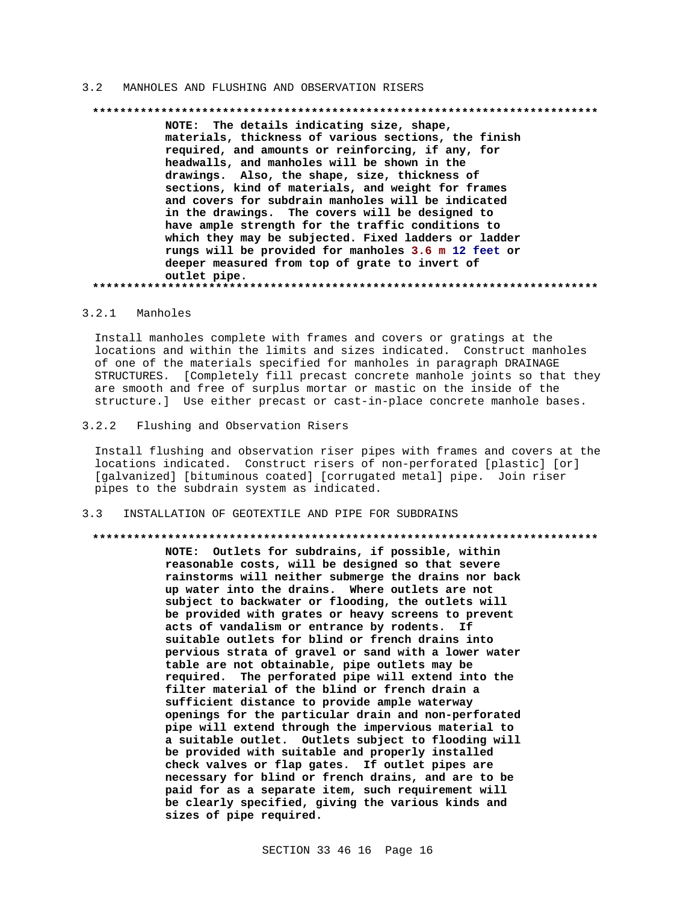## 3.2 MANHOLES AND FLUSHING AND OBSERVATION RISERS

**************************************************************************

**NOTE: The details indicating size, shape, materials, thickness of various sections, the finish required, and amounts or reinforcing, if any, for headwalls, and manholes will be shown in the drawings. Also, the shape, size, thickness of sections, kind of materials, and weight for frames and covers for subdrain manholes will be indicated in the drawings. The covers will be designed to have ample strength for the traffic conditions to which they may be subjected. Fixed ladders or ladder rungs will be provided for manholes 3.6 m 12 feet or deeper measured from top of grate to invert of outlet pipe.**

**************************************************************************

### 3.2.1 Manholes

Install manholes complete with frames and covers or gratings at the locations and within the limits and sizes indicated. Construct manholes of one of the materials specified for manholes in paragraph DRAINAGE STRUCTURES. [Completely fill precast concrete manhole joints so that they are smooth and free of surplus mortar or mastic on the inside of the structure.] Use either precast or cast-in-place concrete manhole bases.

### 3.2.2 Flushing and Observation Risers

Install flushing and observation riser pipes with frames and covers at the locations indicated. Construct risers of non-perforated [plastic] [or] [galvanized] [bituminous coated] [corrugated metal] pipe. Join riser pipes to the subdrain system as indicated.

## 3.3 INSTALLATION OF GEOTEXTILE AND PIPE FOR SUBDRAINS

**************************************************************************

**NOTE: Outlets for subdrains, if possible, within reasonable costs, will be designed so that severe rainstorms will neither submerge the drains nor back up water into the drains. Where outlets are not subject to backwater or flooding, the outlets will be provided with grates or heavy screens to prevent acts of vandalism or entrance by rodents. If suitable outlets for blind or french drains into pervious strata of gravel or sand with a lower water table are not obtainable, pipe outlets may be required. The perforated pipe will extend into the filter material of the blind or french drain a sufficient distance to provide ample waterway openings for the particular drain and non-perforated pipe will extend through the impervious material to a suitable outlet. Outlets subject to flooding will be provided with suitable and properly installed check valves or flap gates. If outlet pipes are necessary for blind or french drains, and are to be paid for as a separate item, such requirement will be clearly specified, giving the various kinds and sizes of pipe required.**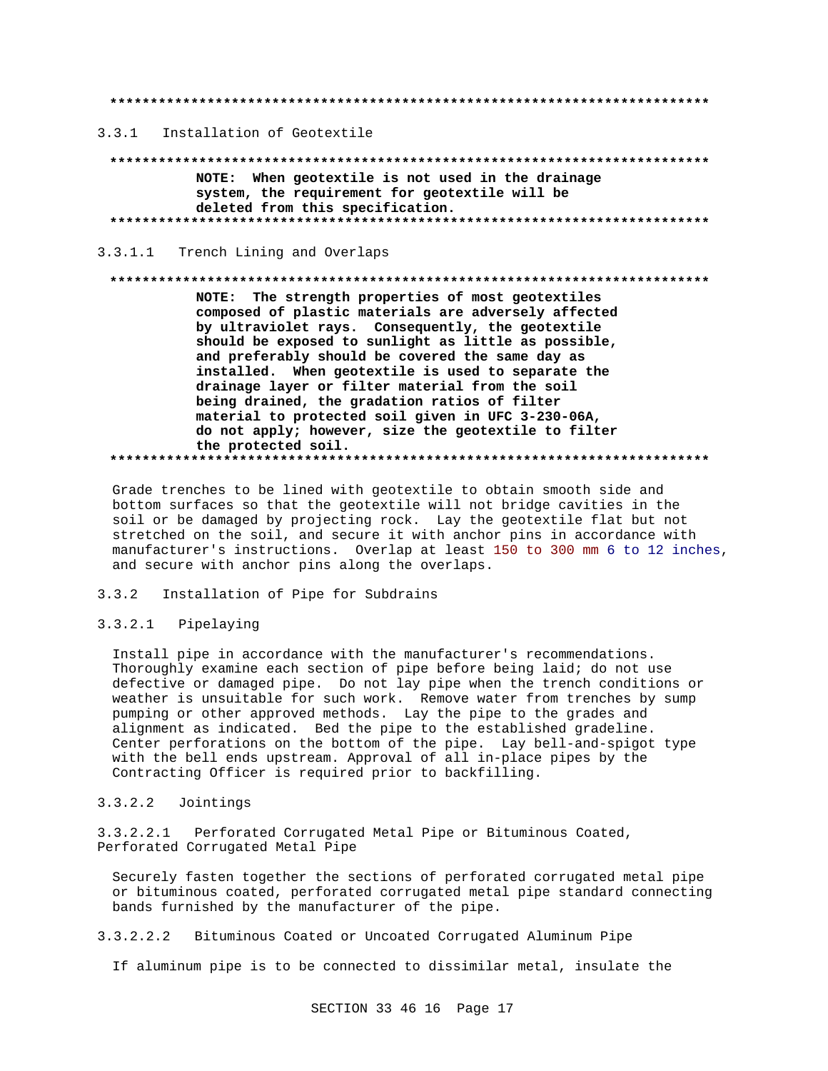**************************************************************************

### 3.3.1 Installation of Geotextile

**************************************************************************

**NOTE: When geotextile is not used in the drainage system, the requirement for geotextile will be deleted from this specification.**

**************************************************************************

#### 3.3.1.1 Trench Lining and Overlaps

**************************************************************************

**NOTE: The strength properties of most geotextiles composed of plastic materials are adversely affected by ultraviolet rays. Consequently, the geotextile should be exposed to sunlight as little as possible, and preferably should be covered the same day as installed. When geotextile is used to separate the drainage layer or filter material from the soil being drained, the gradation ratios of filter material to protected soil given in UFC 3-230-06A, do not apply; however, size the geotextile to filter the protected soil.**

**************************************************************************

Grade trenches to be lined with geotextile to obtain smooth side and bottom surfaces so that the geotextile will not bridge cavities in the soil or be damaged by projecting rock. Lay the geotextile flat but not stretched on the soil, and secure it with anchor pins in accordance with manufacturer's instructions. Overlap at least 150 to 300 mm 6 to 12 inches, and secure with anchor pins along the overlaps.

### 3.3.2 Installation of Pipe for Subdrains

#### 3.3.2.1 Pipelaying

Install pipe in accordance with the manufacturer's recommendations. Thoroughly examine each section of pipe before being laid; do not use defective or damaged pipe. Do not lay pipe when the trench conditions or weather is unsuitable for such work. Remove water from trenches by sump pumping or other approved methods. Lay the pipe to the grades and alignment as indicated. Bed the pipe to the established gradeline. Center perforations on the bottom of the pipe. Lay bell-and-spigot type with the bell ends upstream. Approval of all in-place pipes by the Contracting Officer is required prior to backfilling.

#### 3.3.2.2 Jointings

##### 3.3.2.2.1 Perforated Corrugated Metal Pipe or Bituminous Coated, Perforated Corrugated Metal Pipe

Securely fasten together the sections of perforated corrugated metal pipe or bituminous coated, perforated corrugated metal pipe standard connecting bands furnished by the manufacturer of the pipe.

##### 3.3.2.2.2 Bituminous Coated or Uncoated Corrugated Aluminum Pipe

If aluminum pipe is to be connected to dissimilar metal, insulate the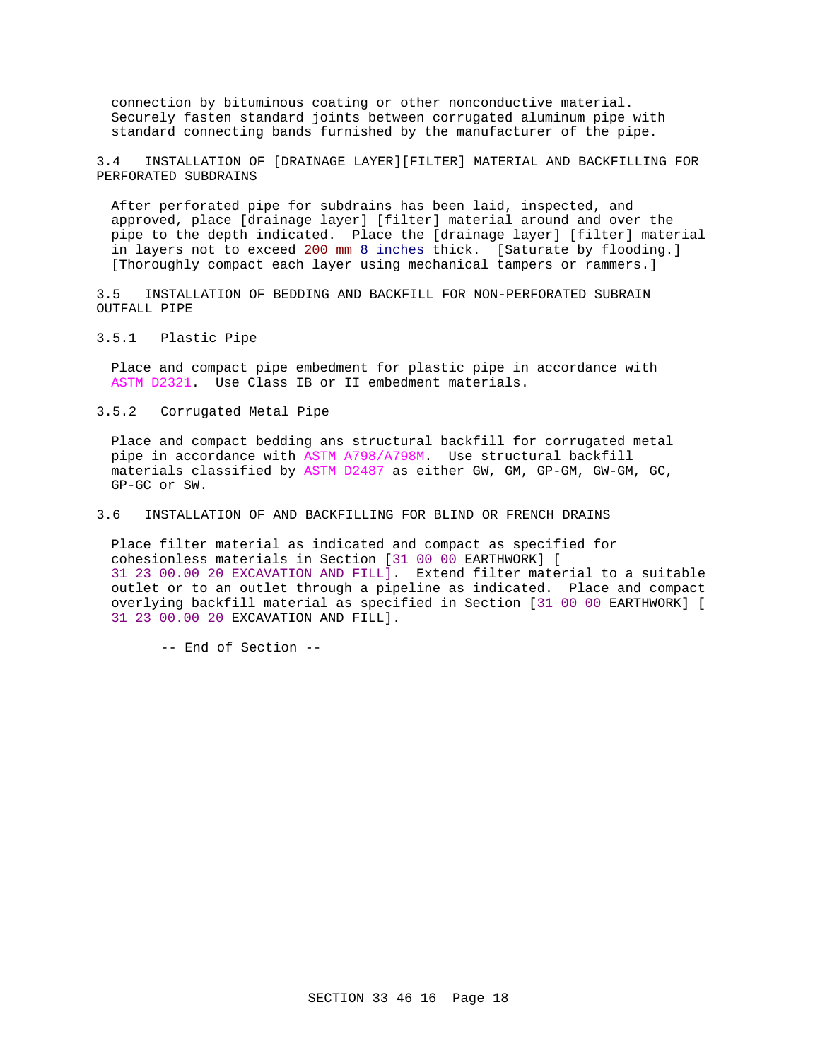connection by bituminous coating or other nonconductive material. Securely fasten standard joints between corrugated aluminum pipe with standard connecting bands furnished by the manufacturer of the pipe.

## 3.4 INSTALLATION OF [DRAINAGE LAYER][FILTER] MATERIAL AND BACKFILLING FOR PERFORATED SUBDRAINS

After perforated pipe for subdrains has been laid, inspected, and approved, place [drainage layer] [filter] material around and over the pipe to the depth indicated. Place the [drainage layer] [filter] material in layers not to exceed 200 mm 8 inches thick. [Saturate by flooding.] [Thoroughly compact each layer using mechanical tampers or rammers.]

## 3.5 INSTALLATION OF BEDDING AND BACKFILL FOR NON-PERFORATED SUBRAIN OUTFALL PIPE

### 3.5.1 Plastic Pipe

Place and compact pipe embedment for plastic pipe in accordance with ASTM D2321. Use Class IB or II embedment materials.

### 3.5.2 Corrugated Metal Pipe

Place and compact bedding ans structural backfill for corrugated metal pipe in accordance with ASTM A798/A798M. Use structural backfill materials classified by ASTM D2487 as either GW, GM, GP-GM, GW-GM, GC, GP-GC or SW.

## 3.6 INSTALLATION OF AND BACKFILLING FOR BLIND OR FRENCH DRAINS

Place filter material as indicated and compact as specified for cohesionless materials in Section [31 00 00 EARTHWORK] [ 31 23 00.00 20 EXCAVATION AND FILL]. Extend filter material to a suitable outlet or to an outlet through a pipeline as indicated. Place and compact overlying backfill material as specified in Section [31 00 00 EARTHWORK] [ 31 23 00.00 20 EXCAVATION AND FILL].

-- End of Section --